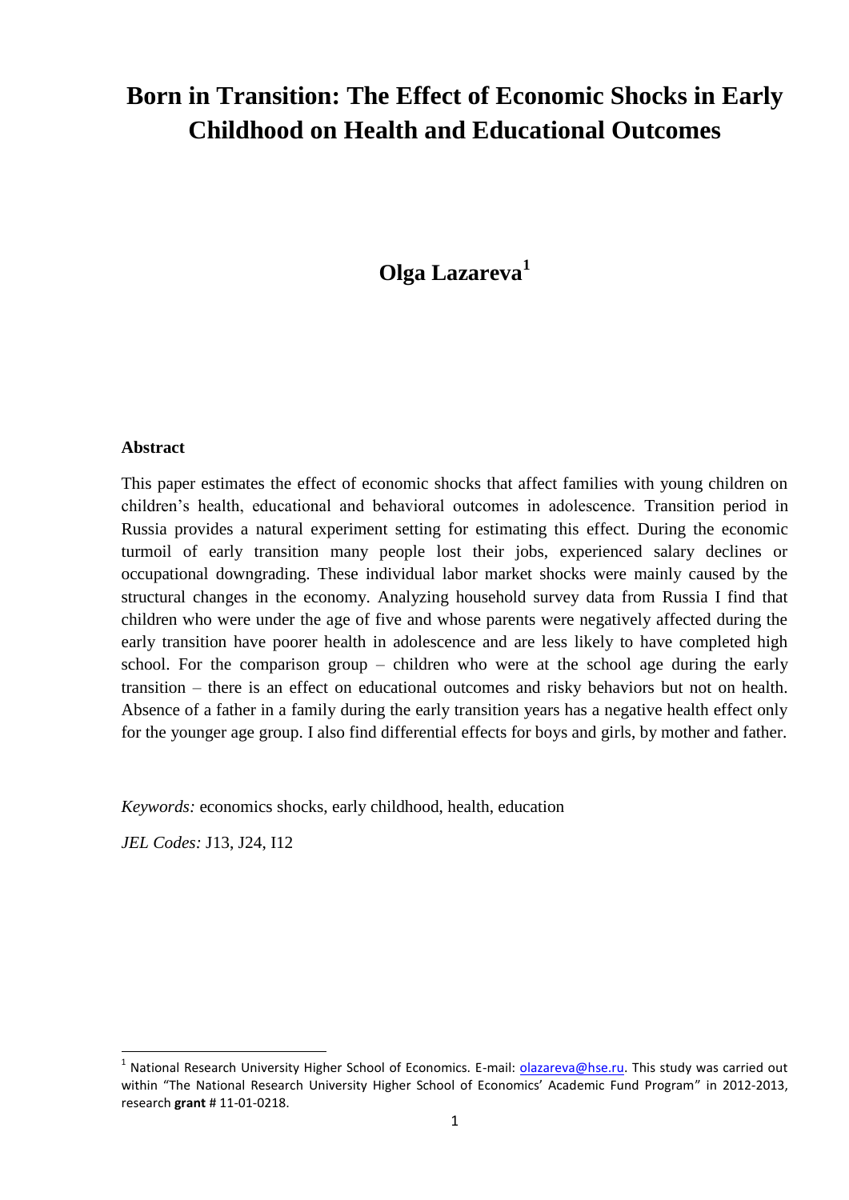# Born in Transition: The Effect of Economic Shocks in Early Childhood on Health and Educational Outcomes

**Olga Lazareva**[1]

**Abstract**

This paper estimates the effect of economic shocks that affect families with young children on children's health, educational and behavioral outcomes in adolescence. Transition period in Russia provides a natural experiment setting for estimating this effect. During the economic turmoil of early transition many people lost their jobs, experienced salary declines or occupational downgrading. These individual labor market shocks were mainly caused by the structural changes in the economy. Analyzing household survey data from Russia I find that children who were under the age of five and whose parents were negatively affected during the early transition have poorer health in adolescence and are less likely to have completed high school. For the comparison group – children who were at the school age during the early transition – there is an effect on educational outcomes and risky behaviors but not on health. Absence of a father in a family during the early transition years has a negative health effect only for the younger age group. I also find differential effects for boys and girls, by mother and father.

*Keywords:* economics shocks, early childhood, health, education

*JEL Codes:* J13, J24, I12

[1] National Research University Higher School of Economics. E-mail: olazareva@hse.ru. This study was carried out within "The National Research University Higher School of Economics' Academic Fund Program" in 2012-2013, research **grant** # 11-01-0218.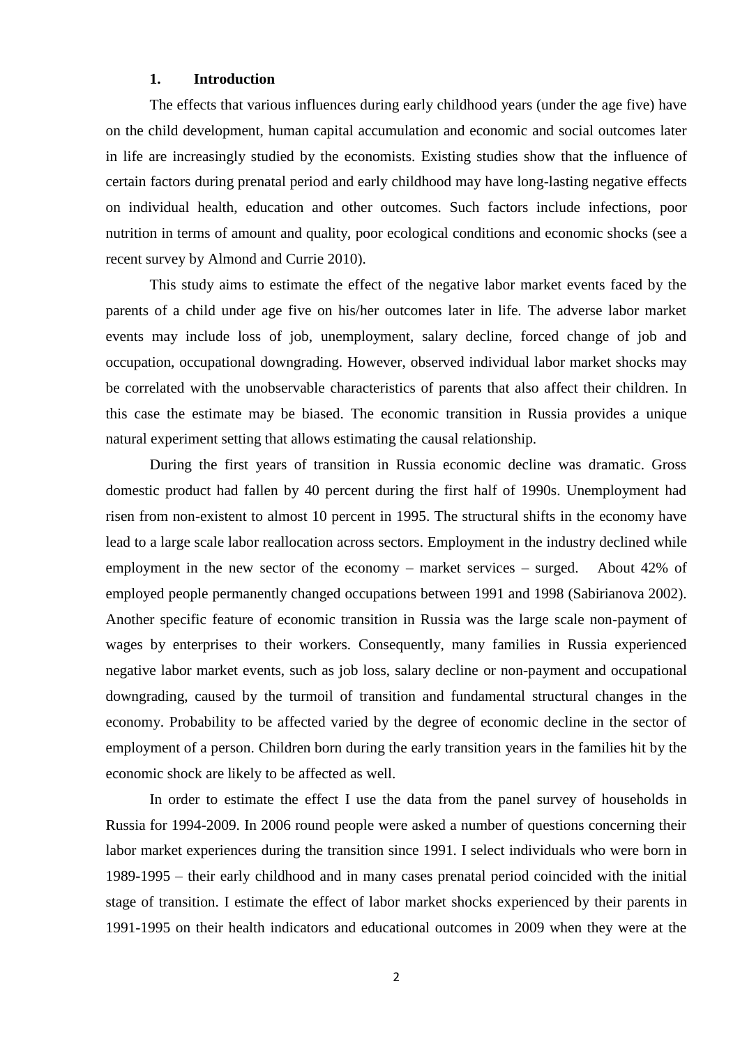## 1. Introduction

The effects that various influences during early childhood years (under the age five) have on the child development, human capital accumulation and economic and social outcomes later in life are increasingly studied by the economists. Existing studies show that the influence of certain factors during prenatal period and early childhood may have long-lasting negative effects on individual health, education and other outcomes. Such factors include infections, poor nutrition in terms of amount and quality, poor ecological conditions and economic shocks (see a recent survey by Almond and Currie 2010).

This study aims to estimate the effect of the negative labor market events faced by the parents of a child under age five on his/her outcomes later in life. The adverse labor market events may include loss of job, unemployment, salary decline, forced change of job and occupation, occupational downgrading. However, observed individual labor market shocks may be correlated with the unobservable characteristics of parents that also affect their children. In this case the estimate may be biased. The economic transition in Russia provides a unique natural experiment setting that allows estimating the causal relationship.

During the first years of transition in Russia economic decline was dramatic. Gross domestic product had fallen by 40 percent during the first half of 1990s. Unemployment had risen from non-existent to almost 10 percent in 1995. The structural shifts in the economy have lead to a large scale labor reallocation across sectors. Employment in the industry declined while employment in the new sector of the economy – market services – surged. About 42% of employed people permanently changed occupations between 1991 and 1998 (Sabirianova 2002). Another specific feature of economic transition in Russia was the large scale non-payment of wages by enterprises to their workers. Consequently, many families in Russia experienced negative labor market events, such as job loss, salary decline or non-payment and occupational downgrading, caused by the turmoil of transition and fundamental structural changes in the economy. Probability to be affected varied by the degree of economic decline in the sector of employment of a person. Children born during the early transition years in the families hit by the economic shock are likely to be affected as well.

In order to estimate the effect I use the data from the panel survey of households in Russia for 1994-2009. In 2006 round people were asked a number of questions concerning their labor market experiences during the transition since 1991. I select individuals who were born in 1989-1995 – their early childhood and in many cases prenatal period coincided with the initial stage of transition. I estimate the effect of labor market shocks experienced by their parents in 1991-1995 on their health indicators and educational outcomes in 2009 when they were at the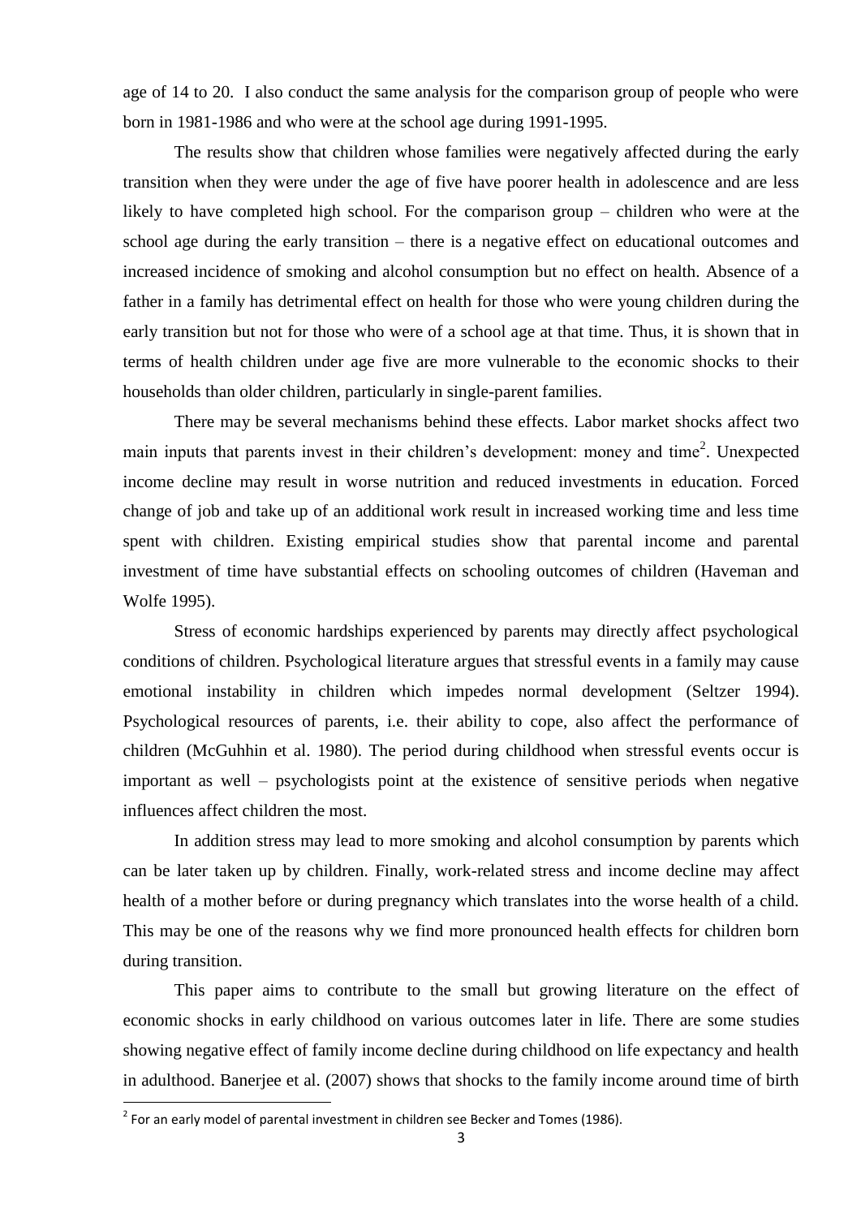age of 14 to 20. I also conduct the same analysis for the comparison group of people who were born in 1981-1986 and who were at the school age during 1991-1995.

The results show that children whose families were negatively affected during the early transition when they were under the age of five have poorer health in adolescence and are less likely to have completed high school. For the comparison group – children who were at the school age during the early transition – there is a negative effect on educational outcomes and increased incidence of smoking and alcohol consumption but no effect on health. Absence of a father in a family has detrimental effect on health for those who were young children during the early transition but not for those who were of a school age at that time. Thus, it is shown that in terms of health children under age five are more vulnerable to the economic shocks to their households than older children, particularly in single-parent families.

There may be several mechanisms behind these effects. Labor market shocks affect two main inputs that parents invest in their children's development: money and time[2]. Unexpected income decline may result in worse nutrition and reduced investments in education. Forced change of job and take up of an additional work result in increased working time and less time spent with children. Existing empirical studies show that parental income and parental investment of time have substantial effects on schooling outcomes of children (Haveman and Wolfe 1995).

Stress of economic hardships experienced by parents may directly affect psychological conditions of children. Psychological literature argues that stressful events in a family may cause emotional instability in children which impedes normal development (Seltzer 1994). Psychological resources of parents, i.e. their ability to cope, also affect the performance of children (McGuhhin et al. 1980). The period during childhood when stressful events occur is important as well – psychologists point at the existence of sensitive periods when negative influences affect children the most.

In addition stress may lead to more smoking and alcohol consumption by parents which can be later taken up by children. Finally, work-related stress and income decline may affect health of a mother before or during pregnancy which translates into the worse health of a child. This may be one of the reasons why we find more pronounced health effects for children born during transition.

This paper aims to contribute to the small but growing literature on the effect of economic shocks in early childhood on various outcomes later in life. There are some studies showing negative effect of family income decline during childhood on life expectancy and health in adulthood. Banerjee et al. (2007) shows that shocks to the family income around time of birth

[2] For an early model of parental investment in children see Becker and Tomes (1986).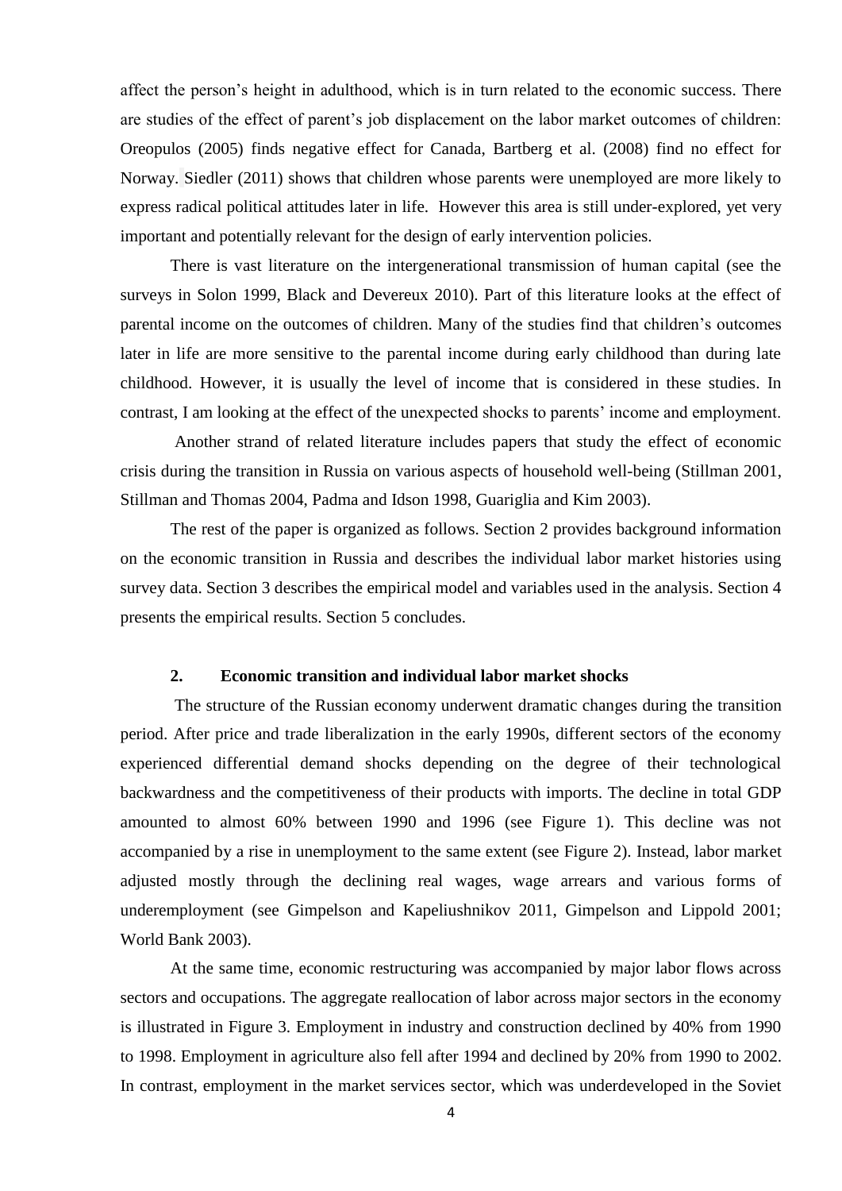affect the person's height in adulthood, which is in turn related to the economic success. There are studies of the effect of parent's job displacement on the labor market outcomes of children: Oreopulos (2005) finds negative effect for Canada, Bartberg et al. (2008) find no effect for Norway. Siedler (2011) shows that children whose parents were unemployed are more likely to express radical political attitudes later in life. However this area is still under-explored, yet very important and potentially relevant for the design of early intervention policies.

There is vast literature on the intergenerational transmission of human capital (see the surveys in Solon 1999, Black and Devereux 2010). Part of this literature looks at the effect of parental income on the outcomes of children. Many of the studies find that children's outcomes later in life are more sensitive to the parental income during early childhood than during late childhood. However, it is usually the level of income that is considered in these studies. In contrast, I am looking at the effect of the unexpected shocks to parents' income and employment.

Another strand of related literature includes papers that study the effect of economic crisis during the transition in Russia on various aspects of household well-being (Stillman 2001, Stillman and Thomas 2004, Padma and Idson 1998, Guariglia and Kim 2003).

The rest of the paper is organized as follows. Section 2 provides background information on the economic transition in Russia and describes the individual labor market histories using survey data. Section 3 describes the empirical model and variables used in the analysis. Section 4 presents the empirical results. Section 5 concludes.

## 2. Economic transition and individual labor market shocks

The structure of the Russian economy underwent dramatic changes during the transition period. After price and trade liberalization in the early 1990s, different sectors of the economy experienced differential demand shocks depending on the degree of their technological backwardness and the competitiveness of their products with imports. The decline in total GDP amounted to almost 60% between 1990 and 1996 (see Figure 1). This decline was not accompanied by a rise in unemployment to the same extent (see Figure 2). Instead, labor market adjusted mostly through the declining real wages, wage arrears and various forms of underemployment (see Gimpelson and Kapeliushnikov 2011, Gimpelson and Lippold 2001; World Bank 2003).

At the same time, economic restructuring was accompanied by major labor flows across sectors and occupations. The aggregate reallocation of labor across major sectors in the economy is illustrated in Figure 3. Employment in industry and construction declined by 40% from 1990 to 1998. Employment in agriculture also fell after 1994 and declined by 20% from 1990 to 2002. In contrast, employment in the market services sector, which was underdeveloped in the Soviet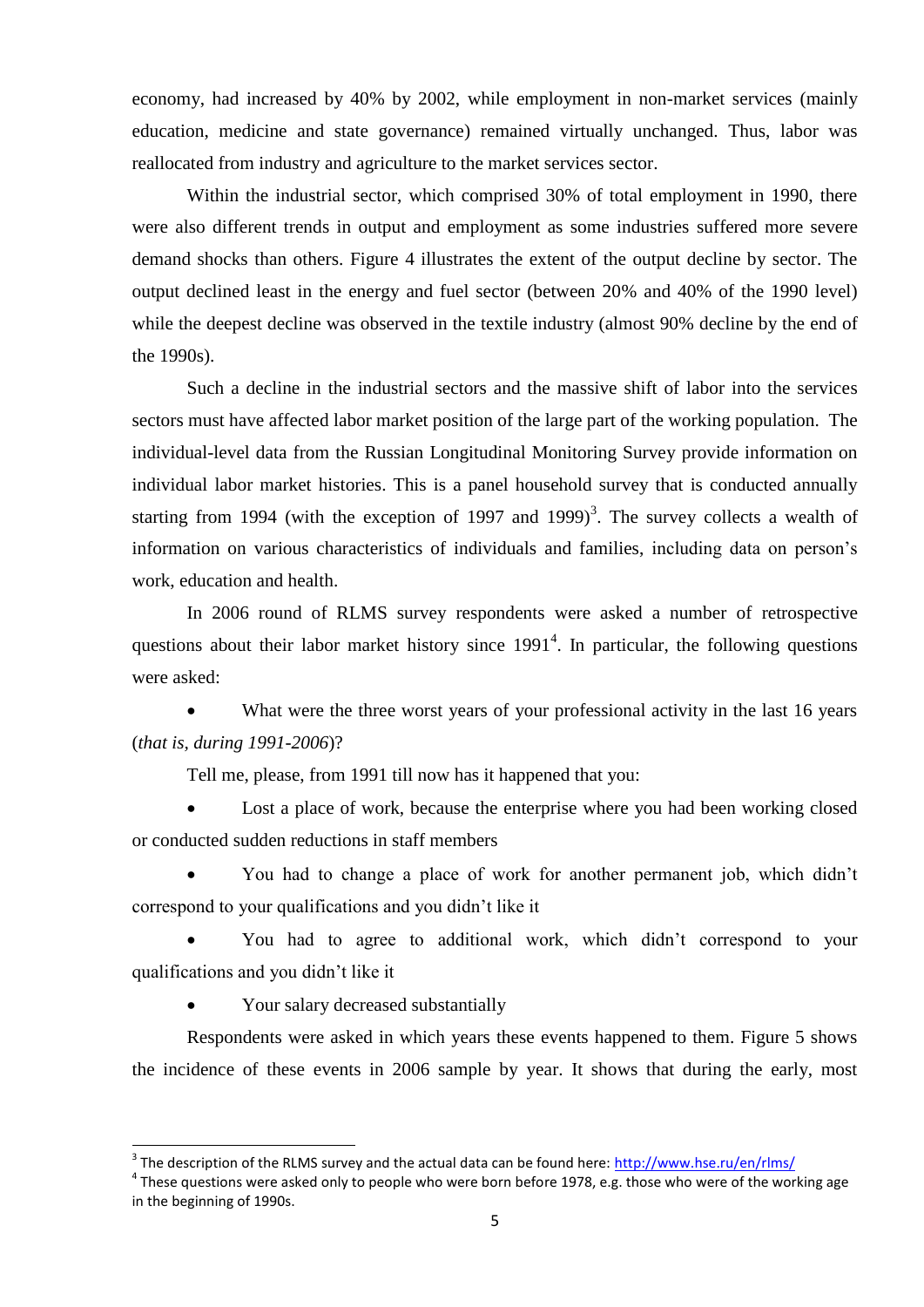economy, had increased by 40% by 2002, while employment in non-market services (mainly education, medicine and state governance) remained virtually unchanged. Thus, labor was reallocated from industry and agriculture to the market services sector.

Within the industrial sector, which comprised 30% of total employment in 1990, there were also different trends in output and employment as some industries suffered more severe demand shocks than others. Figure 4 illustrates the extent of the output decline by sector. The output declined least in the energy and fuel sector (between 20% and 40% of the 1990 level) while the deepest decline was observed in the textile industry (almost 90% decline by the end of the 1990s).

Such a decline in the industrial sectors and the massive shift of labor into the services sectors must have affected labor market position of the large part of the working population. The individual-level data from the Russian Longitudinal Monitoring Survey provide information on individual labor market histories. This is a panel household survey that is conducted annually starting from 1994 (with the exception of 1997 and 1999)[3]. The survey collects a wealth of information on various characteristics of individuals and families, including data on person's work, education and health.

In 2006 round of RLMS survey respondents were asked a number of retrospective questions about their labor market history since 1991[4]. In particular, the following questions were asked:

- What were the three worst years of your professional activity in the last 16 years (*that is, during 1991-2006*)?

Tell me, please, from 1991 till now has it happened that you:

- Lost a place of work, because the enterprise where you had been working closed or conducted sudden reductions in staff members
- You had to change a place of work for another permanent job, which didn't correspond to your qualifications and you didn't like it
- You had to agree to additional work, which didn't correspond to your qualifications and you didn't like it
- Your salary decreased substantially

Respondents were asked in which years these events happened to them. Figure 5 shows the incidence of these events in 2006 sample by year. It shows that during the early, most

---

[3] The description of the RLMS survey and the actual data can be found here: http://www.hse.ru/en/rlms/

[4] These questions were asked only to people who were born before 1978, e.g. those who were of the working age in the beginning of 1990s.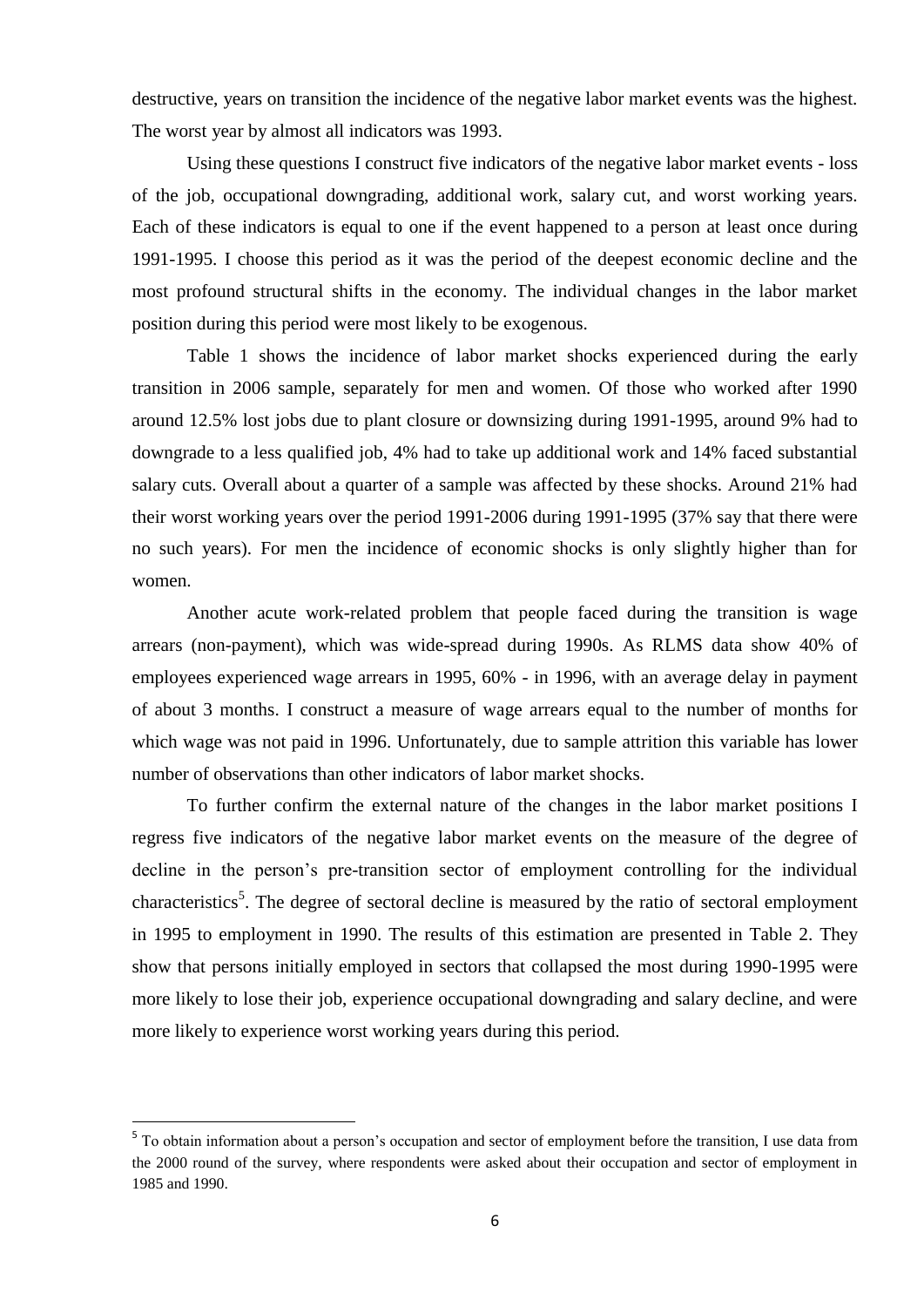destructive, years on transition the incidence of the negative labor market events was the highest. The worst year by almost all indicators was 1993.

Using these questions I construct five indicators of the negative labor market events - loss of the job, occupational downgrading, additional work, salary cut, and worst working years. Each of these indicators is equal to one if the event happened to a person at least once during 1991-1995. I choose this period as it was the period of the deepest economic decline and the most profound structural shifts in the economy. The individual changes in the labor market position during this period were most likely to be exogenous.

Table 1 shows the incidence of labor market shocks experienced during the early transition in 2006 sample, separately for men and women. Of those who worked after 1990 around 12.5% lost jobs due to plant closure or downsizing during 1991-1995, around 9% had to downgrade to a less qualified job, 4% had to take up additional work and 14% faced substantial salary cuts. Overall about a quarter of a sample was affected by these shocks. Around 21% had their worst working years over the period 1991-2006 during 1991-1995 (37% say that there were no such years). For men the incidence of economic shocks is only slightly higher than for women.

Another acute work-related problem that people faced during the transition is wage arrears (non-payment), which was wide-spread during 1990s. As RLMS data show 40% of employees experienced wage arrears in 1995, 60% - in 1996, with an average delay in payment of about 3 months. I construct a measure of wage arrears equal to the number of months for which wage was not paid in 1996. Unfortunately, due to sample attrition this variable has lower number of observations than other indicators of labor market shocks.

To further confirm the external nature of the changes in the labor market positions I regress five indicators of the negative labor market events on the measure of the degree of decline in the person's pre-transition sector of employment controlling for the individual characteristics[5]. The degree of sectoral decline is measured by the ratio of sectoral employment in 1995 to employment in 1990. The results of this estimation are presented in Table 2. They show that persons initially employed in sectors that collapsed the most during 1990-1995 were more likely to lose their job, experience occupational downgrading and salary decline, and were more likely to experience worst working years during this period.

[5] To obtain information about a person's occupation and sector of employment before the transition, I use data from the 2000 round of the survey, where respondents were asked about their occupation and sector of employment in 1985 and 1990.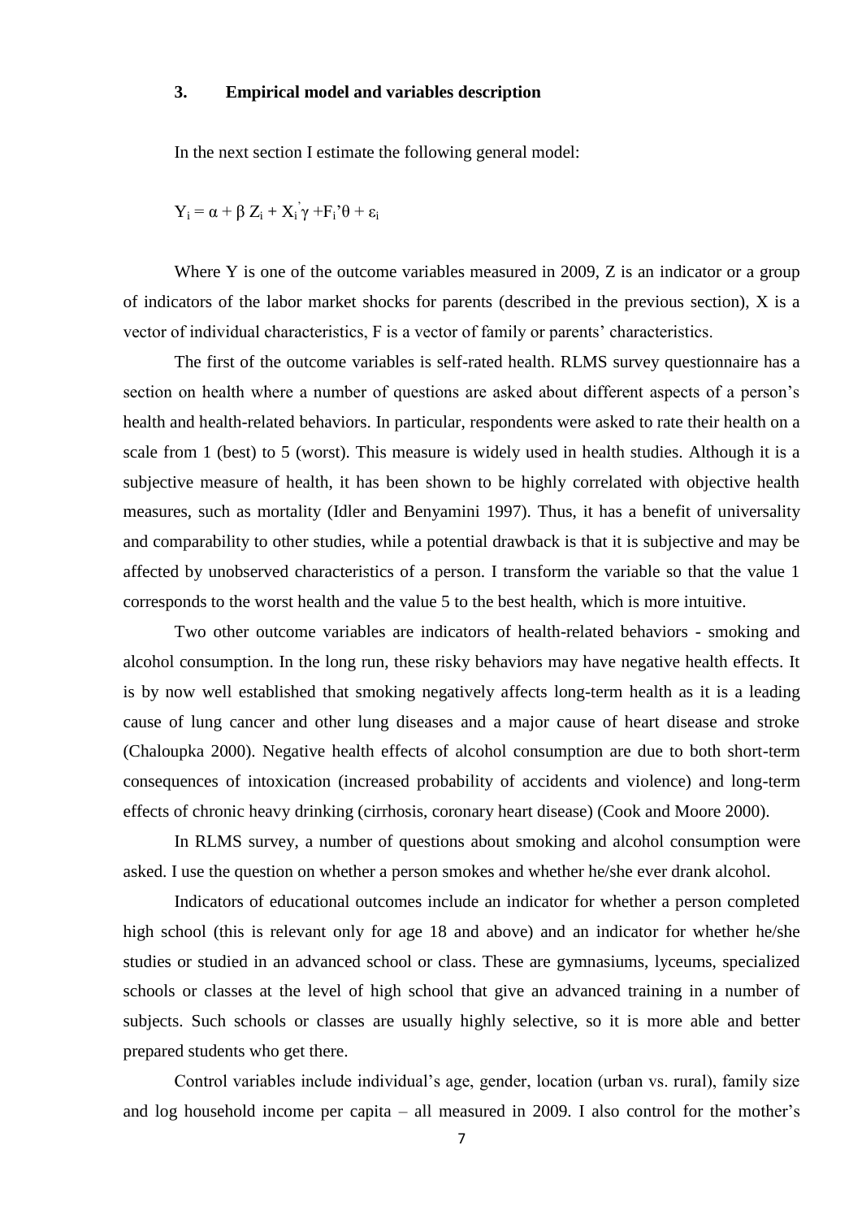### 3. Empirical model and variables description

In the next section I estimate the following general model:

$$Y_i = \alpha + \beta Z_i + X_i^{'}\gamma + F_i'\theta + \varepsilon_i$$

Where Y is one of the outcome variables measured in 2009, Z is an indicator or a group of indicators of the labor market shocks for parents (described in the previous section), X is a vector of individual characteristics, F is a vector of family or parents' characteristics.

The first of the outcome variables is self-rated health. RLMS survey questionnaire has a section on health where a number of questions are asked about different aspects of a person's health and health-related behaviors. In particular, respondents were asked to rate their health on a scale from 1 (best) to 5 (worst). This measure is widely used in health studies. Although it is a subjective measure of health, it has been shown to be highly correlated with objective health measures, such as mortality (Idler and Benyamini 1997). Thus, it has a benefit of universality and comparability to other studies, while a potential drawback is that it is subjective and may be affected by unobserved characteristics of a person. I transform the variable so that the value 1 corresponds to the worst health and the value 5 to the best health, which is more intuitive.

Two other outcome variables are indicators of health-related behaviors - smoking and alcohol consumption. In the long run, these risky behaviors may have negative health effects. It is by now well established that smoking negatively affects long-term health as it is a leading cause of lung cancer and other lung diseases and a major cause of heart disease and stroke (Chaloupka 2000). Negative health effects of alcohol consumption are due to both short-term consequences of intoxication (increased probability of accidents and violence) and long-term effects of chronic heavy drinking (cirrhosis, coronary heart disease) (Cook and Moore 2000).

In RLMS survey, a number of questions about smoking and alcohol consumption were asked. I use the question on whether a person smokes and whether he/she ever drank alcohol.

Indicators of educational outcomes include an indicator for whether a person completed high school (this is relevant only for age 18 and above) and an indicator for whether he/she studies or studied in an advanced school or class. These are gymnasiums, lyceums, specialized schools or classes at the level of high school that give an advanced training in a number of subjects. Such schools or classes are usually highly selective, so it is more able and better prepared students who get there.

Control variables include individual's age, gender, location (urban vs. rural), family size and log household income per capita – all measured in 2009. I also control for the mother's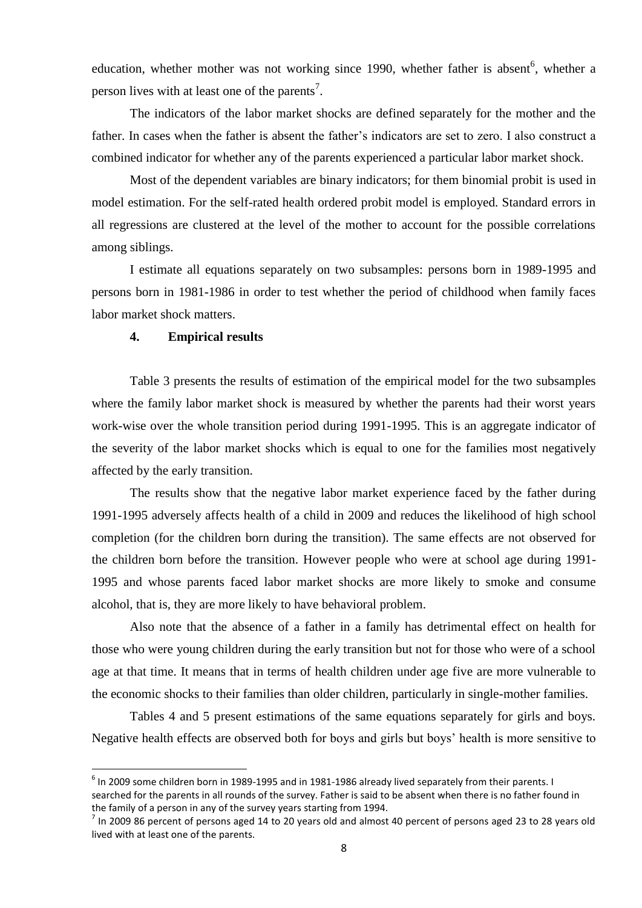education, whether mother was not working since 1990, whether father is absent[6], whether a person lives with at least one of the parents[7].

The indicators of the labor market shocks are defined separately for the mother and the father. In cases when the father is absent the father's indicators are set to zero. I also construct a combined indicator for whether any of the parents experienced a particular labor market shock.

Most of the dependent variables are binary indicators; for them binomial probit is used in model estimation. For the self-rated health ordered probit model is employed. Standard errors in all regressions are clustered at the level of the mother to account for the possible correlations among siblings.

I estimate all equations separately on two subsamples: persons born in 1989-1995 and persons born in 1981-1986 in order to test whether the period of childhood when family faces labor market shock matters.

## 4. Empirical results

Table 3 presents the results of estimation of the empirical model for the two subsamples where the family labor market shock is measured by whether the parents had their worst years work-wise over the whole transition period during 1991-1995. This is an aggregate indicator of the severity of the labor market shocks which is equal to one for the families most negatively affected by the early transition.

The results show that the negative labor market experience faced by the father during 1991-1995 adversely affects health of a child in 2009 and reduces the likelihood of high school completion (for the children born during the transition). The same effects are not observed for the children born before the transition. However people who were at school age during 1991-1995 and whose parents faced labor market shocks are more likely to smoke and consume alcohol, that is, they are more likely to have behavioral problem.

Also note that the absence of a father in a family has detrimental effect on health for those who were young children during the early transition but not for those who were of a school age at that time. It means that in terms of health children under age five are more vulnerable to the economic shocks to their families than older children, particularly in single-mother families.

Tables 4 and 5 present estimations of the same equations separately for girls and boys. Negative health effects are observed both for boys and girls but boys' health is more sensitive to

[6] In 2009 some children born in 1989-1995 and in 1981-1986 already lived separately from their parents. I searched for the parents in all rounds of the survey. Father is said to be absent when there is no father found in the family of a person in any of the survey years starting from 1994.

[7] In 2009 86 percent of persons aged 14 to 20 years old and almost 40 percent of persons aged 23 to 28 years old lived with at least one of the parents.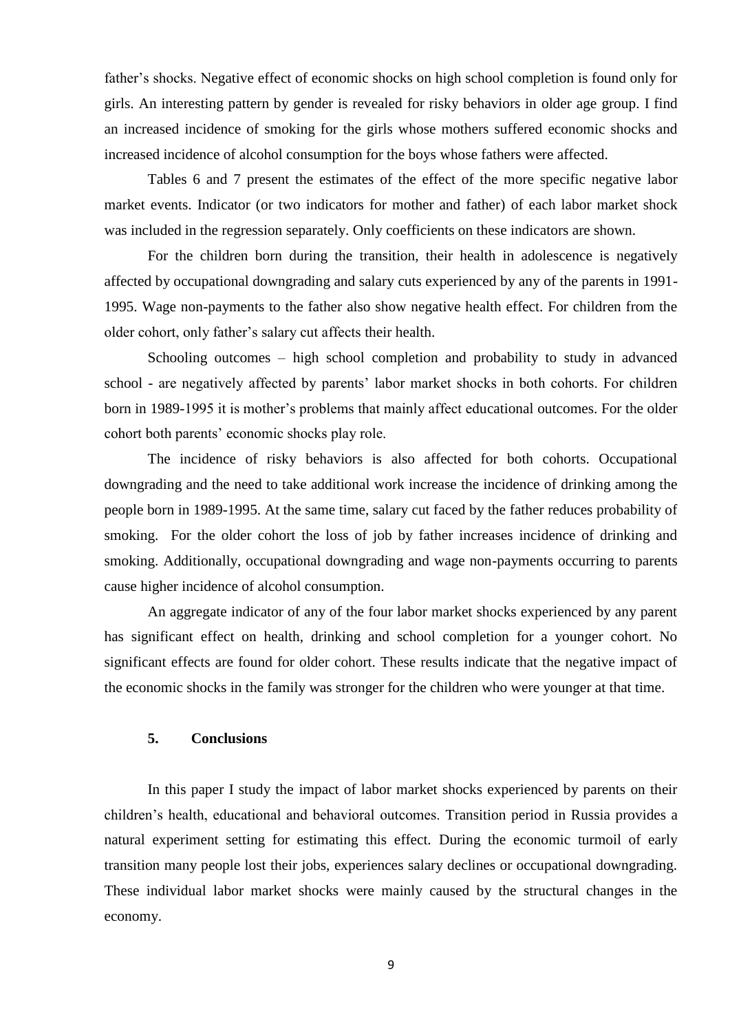father's shocks. Negative effect of economic shocks on high school completion is found only for girls. An interesting pattern by gender is revealed for risky behaviors in older age group. I find an increased incidence of smoking for the girls whose mothers suffered economic shocks and increased incidence of alcohol consumption for the boys whose fathers were affected.

Tables 6 and 7 present the estimates of the effect of the more specific negative labor market events. Indicator (or two indicators for mother and father) of each labor market shock was included in the regression separately. Only coefficients on these indicators are shown.

For the children born during the transition, their health in adolescence is negatively affected by occupational downgrading and salary cuts experienced by any of the parents in 1991-1995. Wage non-payments to the father also show negative health effect. For children from the older cohort, only father's salary cut affects their health.

Schooling outcomes – high school completion and probability to study in advanced school - are negatively affected by parents' labor market shocks in both cohorts. For children born in 1989-1995 it is mother's problems that mainly affect educational outcomes. For the older cohort both parents' economic shocks play role.

The incidence of risky behaviors is also affected for both cohorts. Occupational downgrading and the need to take additional work increase the incidence of drinking among the people born in 1989-1995. At the same time, salary cut faced by the father reduces probability of smoking. For the older cohort the loss of job by father increases incidence of drinking and smoking. Additionally, occupational downgrading and wage non-payments occurring to parents cause higher incidence of alcohol consumption.

An aggregate indicator of any of the four labor market shocks experienced by any parent has significant effect on health, drinking and school completion for a younger cohort. No significant effects are found for older cohort. These results indicate that the negative impact of the economic shocks in the family was stronger for the children who were younger at that time.

## 5. Conclusions

In this paper I study the impact of labor market shocks experienced by parents on their children's health, educational and behavioral outcomes. Transition period in Russia provides a natural experiment setting for estimating this effect. During the economic turmoil of early transition many people lost their jobs, experiences salary declines or occupational downgrading. These individual labor market shocks were mainly caused by the structural changes in the economy.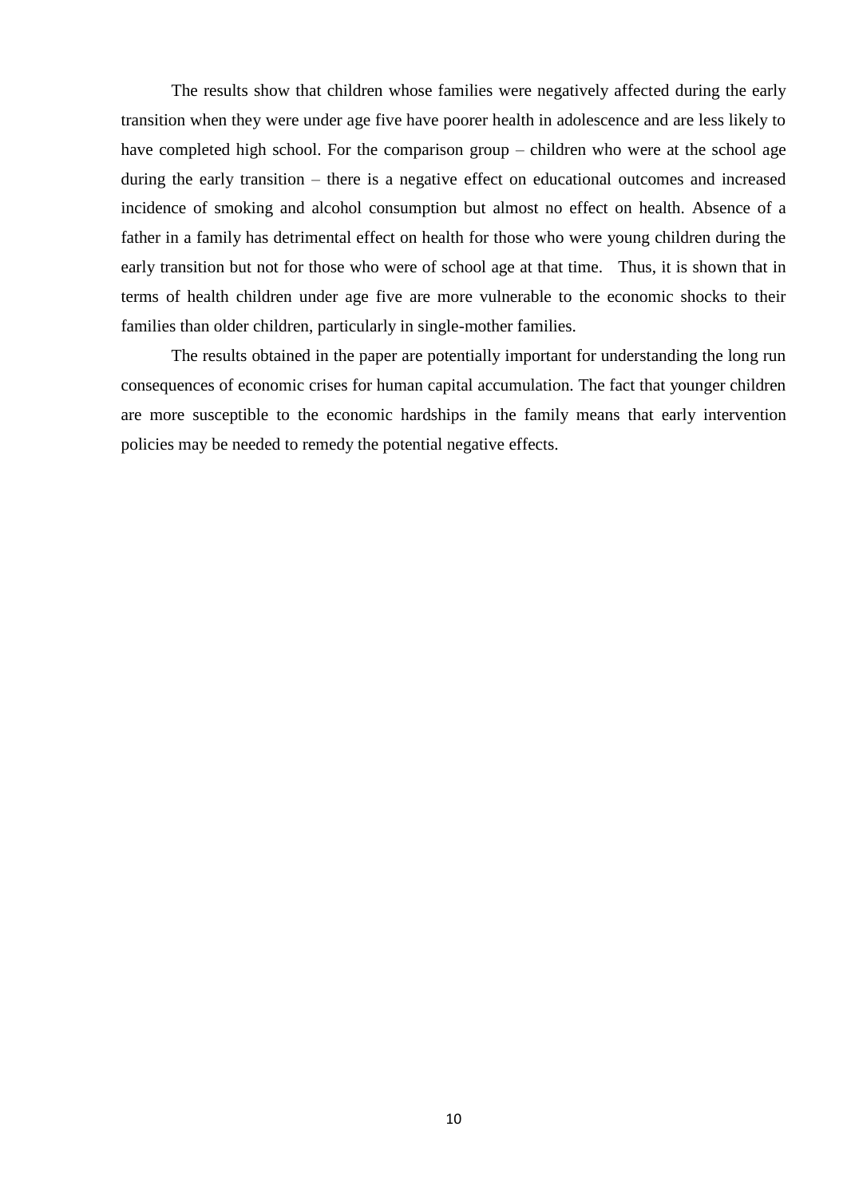The results show that children whose families were negatively affected during the early transition when they were under age five have poorer health in adolescence and are less likely to have completed high school. For the comparison group – children who were at the school age during the early transition – there is a negative effect on educational outcomes and increased incidence of smoking and alcohol consumption but almost no effect on health. Absence of a father in a family has detrimental effect on health for those who were young children during the early transition but not for those who were of school age at that time. Thus, it is shown that in terms of health children under age five are more vulnerable to the economic shocks to their families than older children, particularly in single-mother families.

The results obtained in the paper are potentially important for understanding the long run consequences of economic crises for human capital accumulation. The fact that younger children are more susceptible to the economic hardships in the family means that early intervention policies may be needed to remedy the potential negative effects.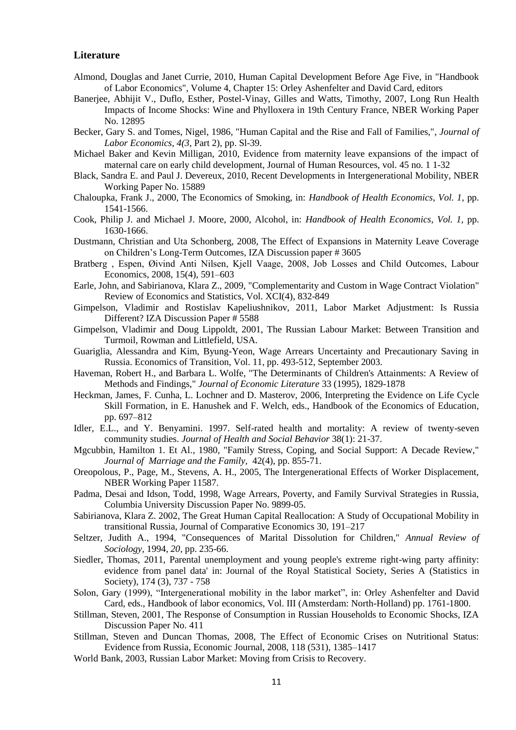## Literature

Almond, Douglas and Janet Currie, 2010, Human Capital Development Before Age Five, in "Handbook of Labor Economics", Volume 4, Chapter 15: Orley Ashenfelter and David Card, editors

Banerjee, Abhijit V., Duflo, Esther, Postel-Vinay, Gilles and Watts, Timothy, 2007, Long Run Health Impacts of Income Shocks: Wine and Phylloxera in 19th Century France, NBER Working Paper No. 12895

Becker, Gary S. and Tomes, Nigel, 1986, "Human Capital and the Rise and Fall of Families,", *Journal of Labor Economics, 4(3,* Part 2), pp. Sl-39.

Michael Baker and Kevin Milligan, 2010, Evidence from maternity leave expansions of the impact of maternal care on early child development, Journal of Human Resources, vol. 45 no. 1 1-32

Black, Sandra E. and Paul J. Devereux, 2010, Recent Developments in Intergenerational Mobility, NBER Working Paper No. 15889

Chaloupka, Frank J., 2000, The Economics of Smoking, in: *Handbook of Health Economics, Vol. 1,* pp. 1541-1566.

Cook, Philip J. and Michael J. Moore, 2000, Alcohol, in: *Handbook of Health Economics, Vol. 1,* pp. 1630-1666.

Dustmann, Christian and Uta Schonberg, 2008, The Effect of Expansions in Maternity Leave Coverage on Children's Long-Term Outcomes, IZA Discussion paper # 3605

Bratberg , Espen, Øivind Anti Nilsen, Kjell Vaage, 2008, Job Losses and Child Outcomes, Labour Economics, 2008, 15(4), 591–603

Earle, John, and Sabirianova, Klara Z., 2009, "Complementarity and Custom in Wage Contract Violation" Review of Economics and Statistics, Vol. XCI(4), 832-849

Gimpelson, Vladimir and Rostislav Kapeliushnikov, 2011, Labor Market Adjustment: Is Russia Different? IZA Discussion Paper # 5588

Gimpelson, Vladimir and Doug Lippoldt, 2001, The Russian Labour Market: Between Transition and Turmoil, Rowman and Littlefield, USA.

Guariglia, Alessandra and Kim, Byung-Yeon, Wage Arrears Uncertainty and Precautionary Saving in Russia. Economics of Transition, Vol. 11, pp. 493-512, September 2003.

Haveman, Robert H., and Barbara L. Wolfe, "The Determinants of Children's Attainments: A Review of Methods and Findings," *Journal of Economic Literature* 33 (1995), 1829-1878

Heckman, James, F. Cunha, L. Lochner and D. Masterov, 2006, Interpreting the Evidence on Life Cycle Skill Formation, in E. Hanushek and F. Welch, eds., Handbook of the Economics of Education, pp. 697–812

Idler, E.L., and Y. Benyamini. 1997. Self-rated health and mortality: A review of twenty-seven community studies. *Journal of Health and Social Behavior* 38(1): 21-37.

Mgcubbin, Hamilton 1. Et Al., 1980, "Family Stress, Coping, and Social Support: A Decade Review," *Journal of Marriage and the Family,* 42(4), pp. 855-71.

Oreopolous, P., Page, M., Stevens, A. H., 2005, The Intergenerational Effects of Worker Displacement, NBER Working Paper 11587.

Padma, Desai and Idson, Todd, 1998, Wage Arrears, Poverty, and Family Survival Strategies in Russia, Columbia University Discussion Paper No. 9899-05.

Sabirianova, Klara Z. 2002, The Great Human Capital Reallocation: A Study of Occupational Mobility in transitional Russia, Journal of Comparative Economics 30, 191–217

Seltzer, Judith A., 1994, "Consequences of Marital Dissolution for Children," *Annual Review of Sociology,* 1994, *20,* pp. 235-66.

Siedler, Thomas, 2011, Parental unemployment and young people's extreme right-wing party affinity: evidence from panel data' in: Journal of the Royal Statistical Society, Series A (Statistics in Society), 174 (3), 737 - 758

Solon, Gary (1999), "Intergenerational mobility in the labor market", in: Orley Ashenfelter and David Card, eds., Handbook of labor economics, Vol. III (Amsterdam: North-Holland) pp. 1761-1800.

Stillman, Steven, 2001, The Response of Consumption in Russian Households to Economic Shocks, IZA Discussion Paper No. 411

Stillman, Steven and Duncan Thomas, 2008, The Effect of Economic Crises on Nutritional Status: Evidence from Russia, Economic Journal, 2008, 118 (531), 1385–1417

World Bank, 2003, Russian Labor Market: Moving from Crisis to Recovery.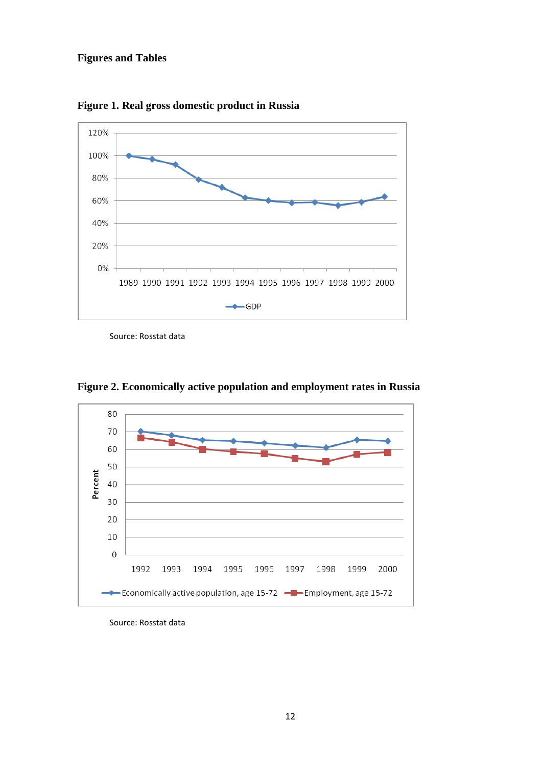**Figures and Tables**

**Figure 1. Real gross domestic product in Russia**

Source: Rosstat data

**Figure 2. Economically active population and employment rates in Russia**

Source: Rosstat data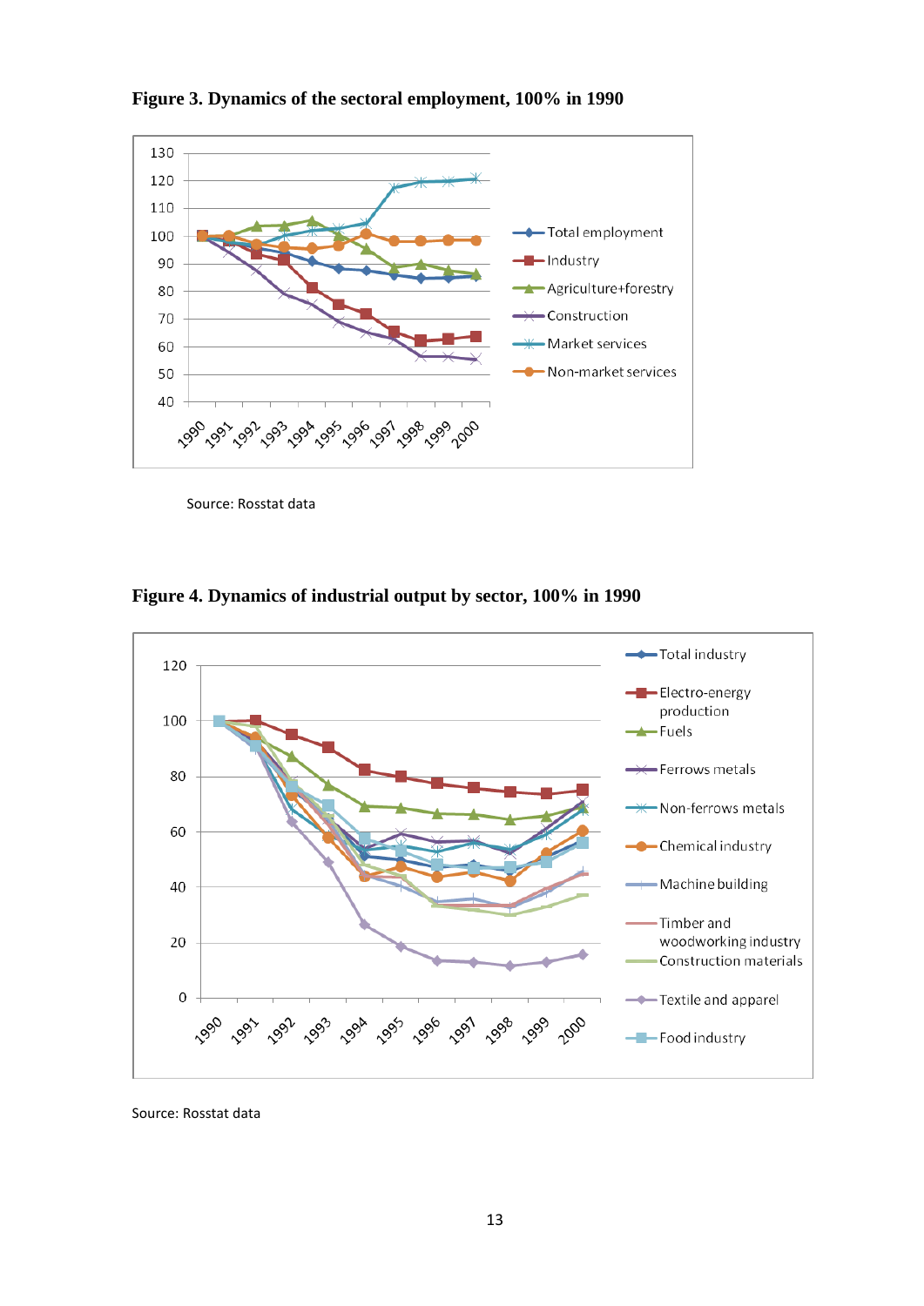**Figure 3. Dynamics of the sectoral employment, 100% in 1990**

Source: Rosstat data

**Figure 4. Dynamics of industrial output by sector, 100% in 1990**

Source: Rosstat data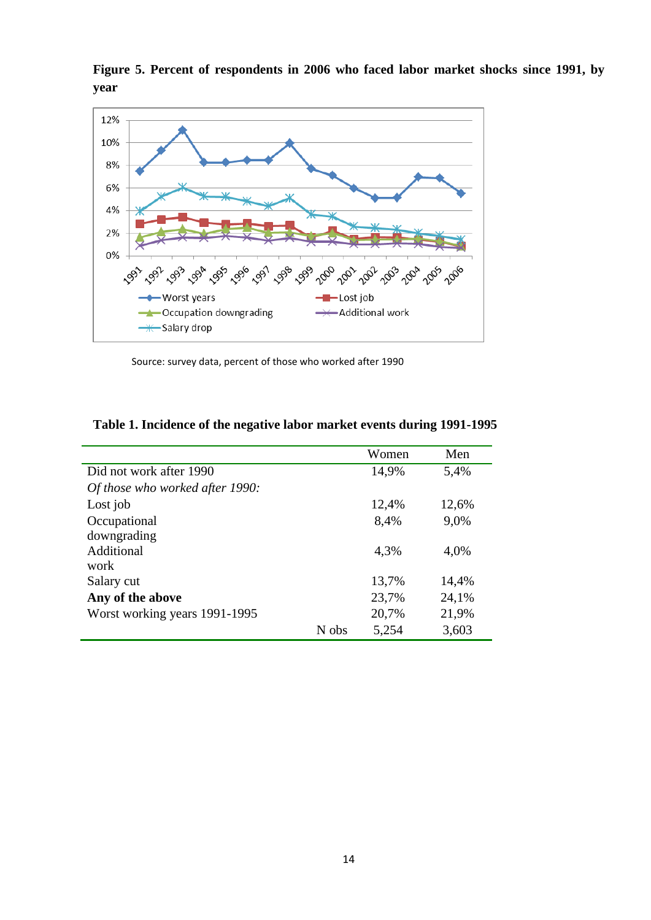**Figure 5. Percent of respondents in 2006 who faced labor market shocks since 1991, by year**

Source: survey data, percent of those who worked after 1990

**Table 1. Incidence of the negative labor market events during 1991-1995**

| | | Women | Men |
|---|---|---|---|
| Did not work after 1990 | | 14,9% | 5,4% |
| *Of those who worked after 1990:* | | | |
| Lost job | | 12,4% | 12,6% |
| Occupational downgrading | | 8,4% | 9,0% |
| Additional work | | 4,3% | 4,0% |
| Salary cut | | 13,7% | 14,4% |
| **Any of the above** | | 23,7% | 24,1% |
| Worst working years 1991-1995 | | 20,7% | 21,9% |
| | N obs | 5,254 | 3,603 |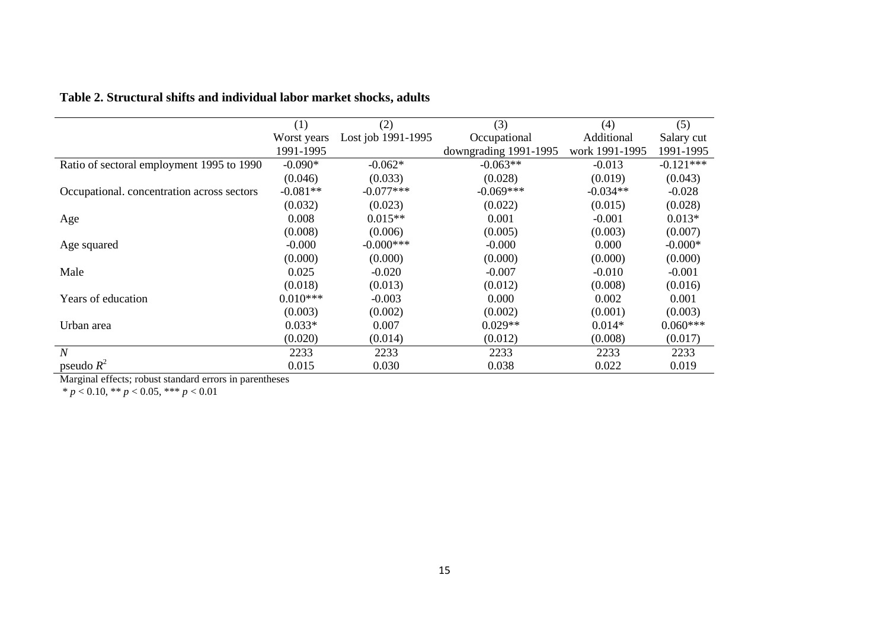**Table 2. Structural shifts and individual labor market shocks, adults**

| | (1) Worst years 1991-1995 | (2) Lost job 1991-1995 | (3) Occupational downgrading 1991-1995 | (4) Additional work 1991-1995 | (5) Salary cut 1991-1995 |
|---|---|---|---|---|---|
| Ratio of sectoral employment 1995 to 1990 | -0.090* | -0.062* | -0.063** | -0.013 | -0.121*** |
| | (0.046) | (0.033) | (0.028) | (0.019) | (0.043) |
| Occupational. concentration across sectors | -0.081** | -0.077*** | -0.069*** | -0.034** | -0.028 |
| | (0.032) | (0.023) | (0.022) | (0.015) | (0.028) |
| Age | 0.008 | 0.015** | 0.001 | -0.001 | 0.013* |
| | (0.008) | (0.006) | (0.005) | (0.003) | (0.007) |
| Age squared | -0.000 | -0.000*** | -0.000 | 0.000 | -0.000* |
| | (0.000) | (0.000) | (0.000) | (0.000) | (0.000) |
| Male | 0.025 | -0.020 | -0.007 | -0.010 | -0.001 |
| | (0.018) | (0.013) | (0.012) | (0.008) | (0.016) |
| Years of education | 0.010*** | -0.003 | 0.000 | 0.002 | 0.001 |
| | (0.003) | (0.002) | (0.002) | (0.001) | (0.003) |
| Urban area | 0.033* | 0.007 | 0.029** | 0.014* | 0.060*** |
| | (0.020) | (0.014) | (0.012) | (0.008) | (0.017) |
| *N* | 2233 | 2233 | 2233 | 2233 | 2233 |
| pseudo $R^2$ | 0.015 | 0.030 | 0.038 | 0.022 | 0.019 |

Marginal effects; robust standard errors in parentheses

\* $p < 0.10$, ** $p < 0.05$, *** $p < 0.01$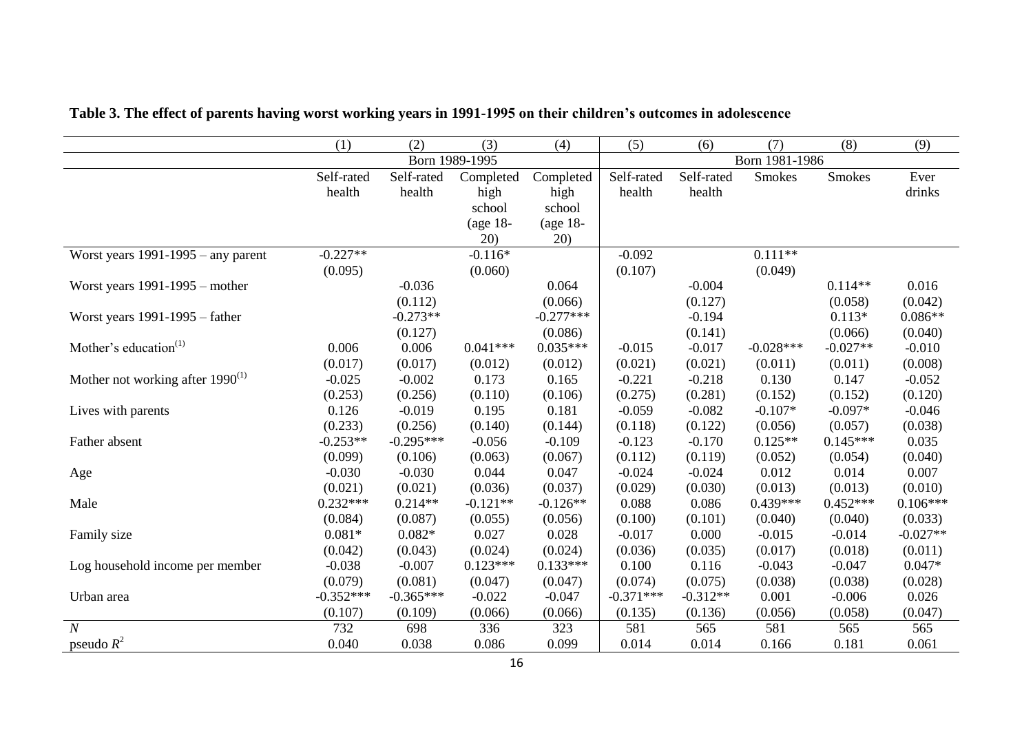**Table 3. The effect of parents having worst working years in 1991-1995 on their children's outcomes in adolescence**

| | (1) | (2) | (3) | (4) | (5) | (6) | (7) | (8) | (9) |
|---|---|---|---|---|---|---|---|---|---|
| | Born 1989-1995 | | | | Born 1981-1986 | | | | |
| | Self-rated health | Self-rated health | Completed high school (age 18-20) | Completed high school (age 18-20) | Self-rated health | Self-rated health | Smokes | Smokes | Ever drinks |
| Worst years 1991-1995 – any parent | -0.227** | | -0.116* | | -0.092 | | 0.111** | | |
| | (0.095) | | (0.060) | | (0.107) | | (0.049) | | |
| Worst years 1991-1995 – mother | | -0.036 | | 0.064 | | -0.004 | | 0.114** | 0.016 |
| | | (0.112) | | (0.066) | | (0.127) | | (0.058) | (0.042) |
| Worst years 1991-1995 – father | | -0.273** | | -0.277*** | | -0.194 | | 0.113* | 0.086** |
| | | (0.127) | | (0.086) | | (0.141) | | (0.066) | (0.040) |
| Mother's education[(1)] | 0.006 | 0.006 | 0.041*** | 0.035*** | -0.015 | -0.017 | -0.028*** | -0.027** | -0.010 |
| | (0.017) | (0.017) | (0.012) | (0.012) | (0.021) | (0.021) | (0.011) | (0.011) | (0.008) |
| Mother not working after 1990[(1)] | -0.025 | -0.002 | 0.173 | 0.165 | -0.221 | -0.218 | 0.130 | 0.147 | -0.052 |
| | (0.253) | (0.256) | (0.110) | (0.106) | (0.275) | (0.281) | (0.152) | (0.152) | (0.120) |
| Lives with parents | 0.126 | -0.019 | 0.195 | 0.181 | -0.059 | -0.082 | -0.107* | -0.097* | -0.046 |
| | (0.233) | (0.256) | (0.140) | (0.144) | (0.118) | (0.122) | (0.056) | (0.057) | (0.038) |
| Father absent | -0.253** | -0.295*** | -0.056 | -0.109 | -0.123 | -0.170 | 0.125** | 0.145*** | 0.035 |
| | (0.099) | (0.106) | (0.063) | (0.067) | (0.112) | (0.119) | (0.052) | (0.054) | (0.040) |
| Age | -0.030 | -0.030 | 0.044 | 0.047 | -0.024 | -0.024 | 0.012 | 0.014 | 0.007 |
| | (0.021) | (0.021) | (0.036) | (0.037) | (0.029) | (0.030) | (0.013) | (0.013) | (0.010) |
| Male | 0.232*** | 0.214** | -0.121** | -0.126** | 0.088 | 0.086 | 0.439*** | 0.452*** | 0.106*** |
| | (0.084) | (0.087) | (0.055) | (0.056) | (0.100) | (0.101) | (0.040) | (0.040) | (0.033) |
| Family size | 0.081* | 0.082* | 0.027 | 0.028 | -0.017 | 0.000 | -0.015 | -0.014 | -0.027** |
| | (0.042) | (0.043) | (0.024) | (0.024) | (0.036) | (0.035) | (0.017) | (0.018) | (0.011) |
| Log household income per member | -0.038 | -0.007 | 0.123*** | 0.133*** | 0.100 | 0.116 | -0.043 | -0.047 | 0.047* |
| | (0.079) | (0.081) | (0.047) | (0.047) | (0.074) | (0.075) | (0.038) | (0.038) | (0.028) |
| Urban area | -0.352*** | -0.365*** | -0.022 | -0.047 | -0.371*** | -0.312** | 0.001 | -0.006 | 0.026 |
| | (0.107) | (0.109) | (0.066) | (0.066) | (0.135) | (0.136) | (0.056) | (0.058) | (0.047) |
| $N$ | 732 | 698 | 336 | 323 | 581 | 565 | 581 | 565 | 565 |
| pseudo $R^2$ | 0.040 | 0.038 | 0.086 | 0.099 | 0.014 | 0.014 | 0.166 | 0.181 | 0.061 |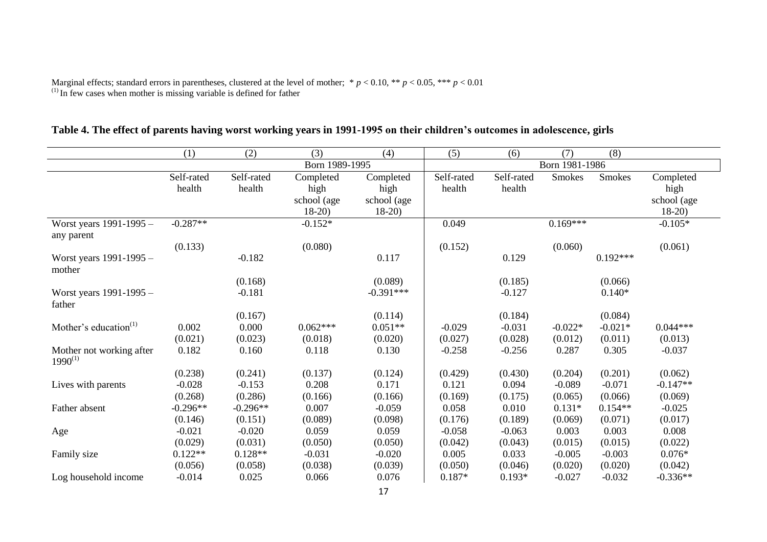Marginal effects; standard errors in parentheses, clustered at the level of mother; * $p < 0.10$, ** $p < 0.05$, *** $p < 0.01$
[(1)] In few cases when mother is missing variable is defined for father

**Table 4. The effect of parents having worst working years in 1991-1995 on their children's outcomes in adolescence, girls**

| | (1) | (2) | (3) | (4) | (5) | (6) | (7) | (8) | |
|---|---|---|---|---|---|---|---|---|---|
| | Born 1989-1995 | | | | Born 1981-1986 | | | | |
| | Self-rated health | Self-rated health | Completed high school (age 18-20) | Completed high school (age 18-20) | Self-rated health | Self-rated health | Smokes | Smokes | Completed high school (age 18-20) |
| Worst years 1991-1995 – any parent | -0.287** | | -0.152* | | 0.049 | | 0.169*** | | -0.105* |
| | (0.133) | | (0.080) | | (0.152) | | (0.060) | | (0.061) |
| Worst years 1991-1995 – mother | | -0.182 | | 0.117 | | 0.129 | | 0.192*** | |
| | | (0.168) | | (0.089) | | (0.185) | | (0.066) | |
| Worst years 1991-1995 – father | | -0.181 | | -0.391*** | | -0.127 | | 0.140* | |
| | | (0.167) | | (0.114) | | (0.184) | | (0.084) | |
| Mother's education[(1)] | 0.002 | 0.000 | 0.062*** | 0.051** | -0.029 | -0.031 | -0.022* | -0.021* | 0.044*** |
| | (0.021) | (0.023) | (0.018) | (0.020) | (0.027) | (0.028) | (0.012) | (0.011) | (0.013) |
| Mother not working after 1990[(1)] | 0.182 | 0.160 | 0.118 | 0.130 | -0.258 | -0.256 | 0.287 | 0.305 | -0.037 |
| | (0.238) | (0.241) | (0.137) | (0.124) | (0.429) | (0.430) | (0.204) | (0.201) | (0.062) |
| Lives with parents | -0.028 | -0.153 | 0.208 | 0.171 | 0.121 | 0.094 | -0.089 | -0.071 | -0.147** |
| | (0.268) | (0.286) | (0.166) | (0.166) | (0.169) | (0.175) | (0.065) | (0.066) | (0.069) |
| Father absent | -0.296** | -0.296** | 0.007 | -0.059 | 0.058 | 0.010 | 0.131* | 0.154** | -0.025 |
| | (0.146) | (0.151) | (0.089) | (0.098) | (0.176) | (0.189) | (0.069) | (0.071) | (0.017) |
| Age | -0.021 | -0.020 | 0.059 | 0.059 | -0.058 | -0.063 | 0.003 | 0.003 | 0.008 |
| | (0.029) | (0.031) | (0.050) | (0.050) | (0.042) | (0.043) | (0.015) | (0.015) | (0.022) |
| Family size | 0.122** | 0.128** | -0.031 | -0.020 | 0.005 | 0.033 | -0.005 | -0.003 | 0.076* |
| | (0.056) | (0.058) | (0.038) | (0.039) | (0.050) | (0.046) | (0.020) | (0.020) | (0.042) |
| Log household income | -0.014 | 0.025 | 0.066 | 0.076 | 0.187* | 0.193* | -0.027 | -0.032 | -0.336** |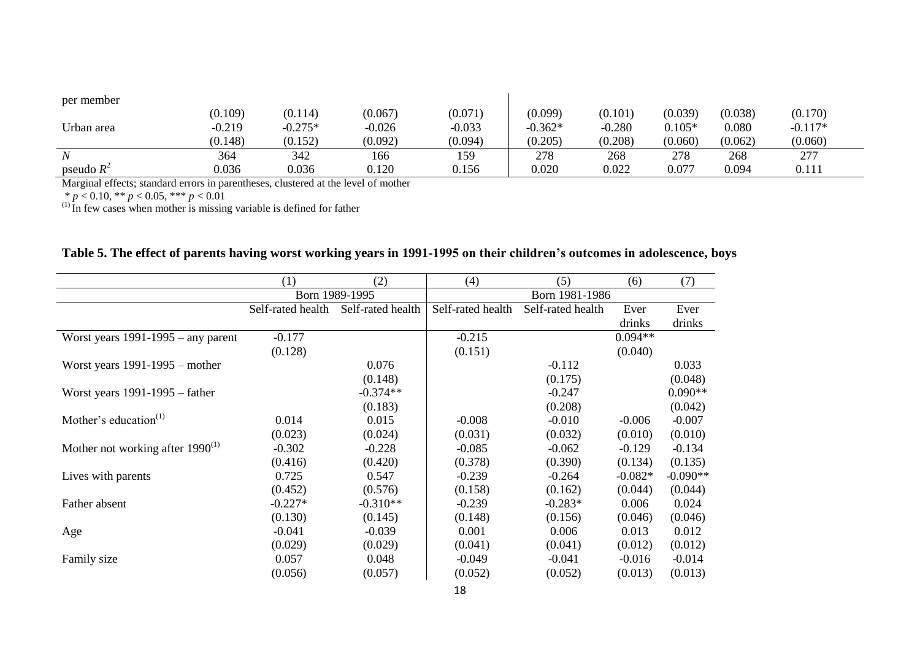| | | | | | | | | | |
|---|---|---|---|---|---|---|---|---|---|
| per member | | | | | | | | | |
| | (0.109) | (0.114) | (0.067) | (0.071) | (0.099) | (0.101) | (0.039) | (0.038) | (0.170) |
| Urban area | -0.219 | -0.275* | -0.026 | -0.033 | -0.362* | -0.280 | 0.105* | 0.080 | -0.117* |
| | (0.148) | (0.152) | (0.092) | (0.094) | (0.205) | (0.208) | (0.060) | (0.062) | (0.060) |
| $N$ | 364 | 342 | 166 | 159 | 278 | 268 | 278 | 268 | 277 |
| pseudo $R^2$ | 0.036 | 0.036 | 0.120 | 0.156 | 0.020 | 0.022 | 0.077 | 0.094 | 0.111 |

Marginal effects; standard errors in parentheses, clustered at the level of mother

\* $p < 0.10$, \*\* $p < 0.05$, \*\*\* $p < 0.01$

[(1)] In few cases when mother is missing variable is defined for father

## Table 5. The effect of parents having worst working years in 1991-1995 on their children's outcomes in adolescence, boys

| | (1) | (2) | (4) | (5) | (6) | (7) |
|---|---|---|---|---|---|---|
| | Born 1989-1995 | | Born 1981-1986 | | | |
| | Self-rated health | Self-rated health | Self-rated health | Self-rated health | Ever drinks | Ever drinks |
| Worst years 1991-1995 – any parent | -0.177 | | -0.215 | | 0.094** | |
| | (0.128) | | (0.151) | | (0.040) | |
| Worst years 1991-1995 – mother | | 0.076 | | -0.112 | | 0.033 |
| | | (0.148) | | (0.175) | | (0.048) |
| Worst years 1991-1995 – father | | -0.374** | | -0.247 | | 0.090** |
| | | (0.183) | | (0.208) | | (0.042) |
| Mother's education[(1)] | 0.014 | 0.015 | -0.008 | -0.010 | -0.006 | -0.007 |
| | (0.023) | (0.024) | (0.031) | (0.032) | (0.010) | (0.010) |
| Mother not working after 1990[(1)] | -0.302 | -0.228 | -0.085 | -0.062 | -0.129 | -0.134 |
| | (0.416) | (0.420) | (0.378) | (0.390) | (0.134) | (0.135) |
| Lives with parents | 0.725 | 0.547 | -0.239 | -0.264 | -0.082* | -0.090** |
| | (0.452) | (0.576) | (0.158) | (0.162) | (0.044) | (0.044) |
| Father absent | -0.227* | -0.310** | -0.239 | -0.283* | 0.006 | 0.024 |
| | (0.130) | (0.145) | (0.148) | (0.156) | (0.046) | (0.046) |
| Age | -0.041 | -0.039 | 0.001 | 0.006 | 0.013 | 0.012 |
| | (0.029) | (0.029) | (0.041) | (0.041) | (0.012) | (0.012) |
| Family size | 0.057 | 0.048 | -0.049 | -0.041 | -0.016 | -0.014 |
| | (0.056) | (0.057) | (0.052) | (0.052) | (0.013) | (0.013) |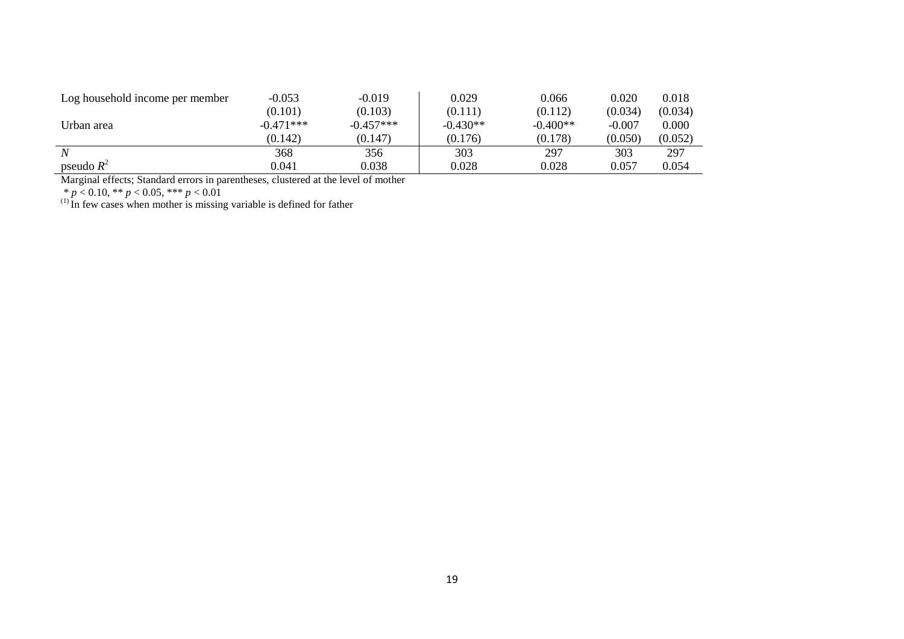| | | | | | | |
|---|---|---|---|---|---|---|
| Log household income per member | -0.053 | -0.019 | 0.029 | 0.066 | 0.020 | 0.018 |
| | (0.101) | (0.103) | (0.111) | (0.112) | (0.034) | (0.034) |
| Urban area | -0.471*** | -0.457*** | -0.430** | -0.400** | -0.007 | 0.000 |
| | (0.142) | (0.147) | (0.176) | (0.178) | (0.050) | (0.052) |
| *N* | 368 | 356 | 303 | 297 | 303 | 297 |
| pseudo $R^2$ | 0.041 | 0.038 | 0.028 | 0.028 | 0.057 | 0.054 |

Marginal effects; Standard errors in parentheses, clustered at the level of mother

\* $p < 0.10$, ** $p < 0.05$, *** $p < 0.01$

(1) In few cases when mother is missing variable is defined for father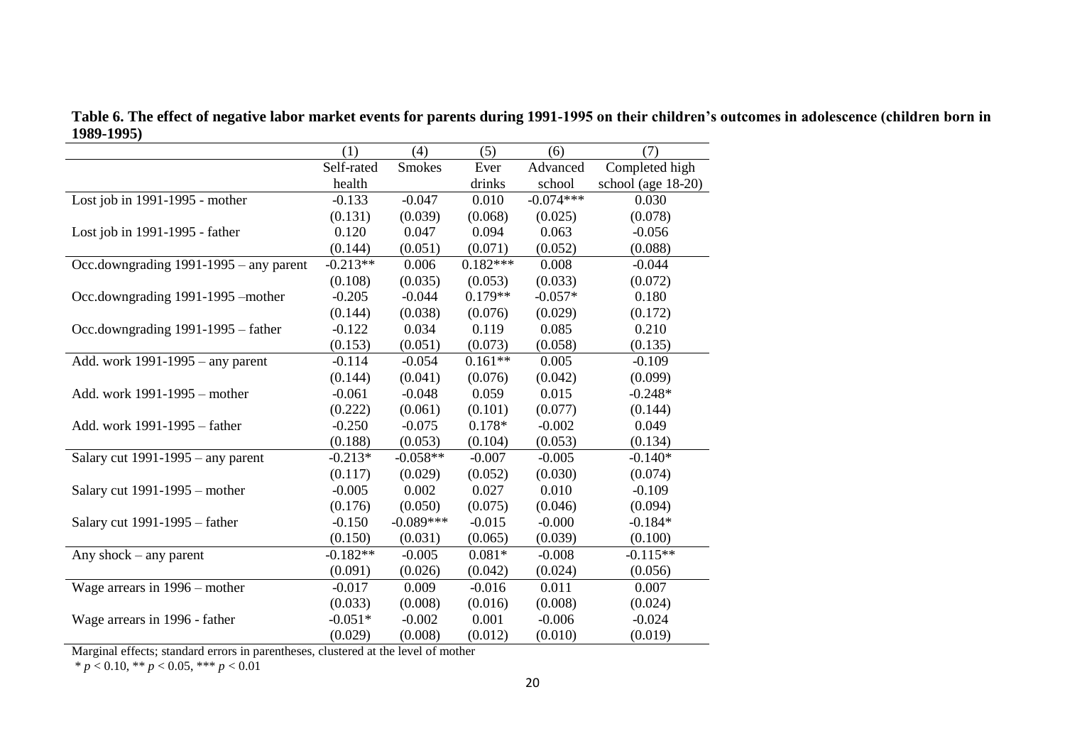**Table 6. The effect of negative labor market events for parents during 1991-1995 on their children's outcomes in adolescence (children born in 1989-1995)**

| | (1) | (4) | (5) | (6) | (7) |
|---|---|---|---|---|---|
| | Self-rated health | Smokes | Ever drinks | Advanced school | Completed high school (age 18-20) |
| Lost job in 1991-1995 - mother | -0.133 | -0.047 | 0.010 | -0.074*** | 0.030 |
| | (0.131) | (0.039) | (0.068) | (0.025) | (0.078) |
| Lost job in 1991-1995 - father | 0.120 | 0.047 | 0.094 | 0.063 | -0.056 |
| | (0.144) | (0.051) | (0.071) | (0.052) | (0.088) |
| Occ.downgrading 1991-1995 – any parent | -0.213** | 0.006 | 0.182*** | 0.008 | -0.044 |
| | (0.108) | (0.035) | (0.053) | (0.033) | (0.072) |
| Occ.downgrading 1991-1995 –mother | -0.205 | -0.044 | 0.179** | -0.057* | 0.180 |
| | (0.144) | (0.038) | (0.076) | (0.029) | (0.172) |
| Occ.downgrading 1991-1995 – father | -0.122 | 0.034 | 0.119 | 0.085 | 0.210 |
| | (0.153) | (0.051) | (0.073) | (0.058) | (0.135) |
| Add. work 1991-1995 – any parent | -0.114 | -0.054 | 0.161** | 0.005 | -0.109 |
| | (0.144) | (0.041) | (0.076) | (0.042) | (0.099) |
| Add. work 1991-1995 – mother | -0.061 | -0.048 | 0.059 | 0.015 | -0.248* |
| | (0.222) | (0.061) | (0.101) | (0.077) | (0.144) |
| Add. work 1991-1995 – father | -0.250 | -0.075 | 0.178* | -0.002 | 0.049 |
| | (0.188) | (0.053) | (0.104) | (0.053) | (0.134) |
| Salary cut 1991-1995 – any parent | -0.213* | -0.058** | -0.007 | -0.005 | -0.140* |
| | (0.117) | (0.029) | (0.052) | (0.030) | (0.074) |
| Salary cut 1991-1995 – mother | -0.005 | 0.002 | 0.027 | 0.010 | -0.109 |
| | (0.176) | (0.050) | (0.075) | (0.046) | (0.094) |
| Salary cut 1991-1995 – father | -0.150 | -0.089*** | -0.015 | -0.000 | -0.184* |
| | (0.150) | (0.031) | (0.065) | (0.039) | (0.100) |
| Any shock – any parent | -0.182** | -0.005 | 0.081* | -0.008 | -0.115** |
| | (0.091) | (0.026) | (0.042) | (0.024) | (0.056) |
| Wage arrears in 1996 – mother | -0.017 | 0.009 | -0.016 | 0.011 | 0.007 |
| | (0.033) | (0.008) | (0.016) | (0.008) | (0.024) |
| Wage arrears in 1996 - father | -0.051* | -0.002 | 0.001 | -0.006 | -0.024 |
| | (0.029) | (0.008) | (0.012) | (0.010) | (0.019) |

Marginal effects; standard errors in parentheses, clustered at the level of mother

\* $p < 0.10$, ** $p < 0.05$, *** $p < 0.01$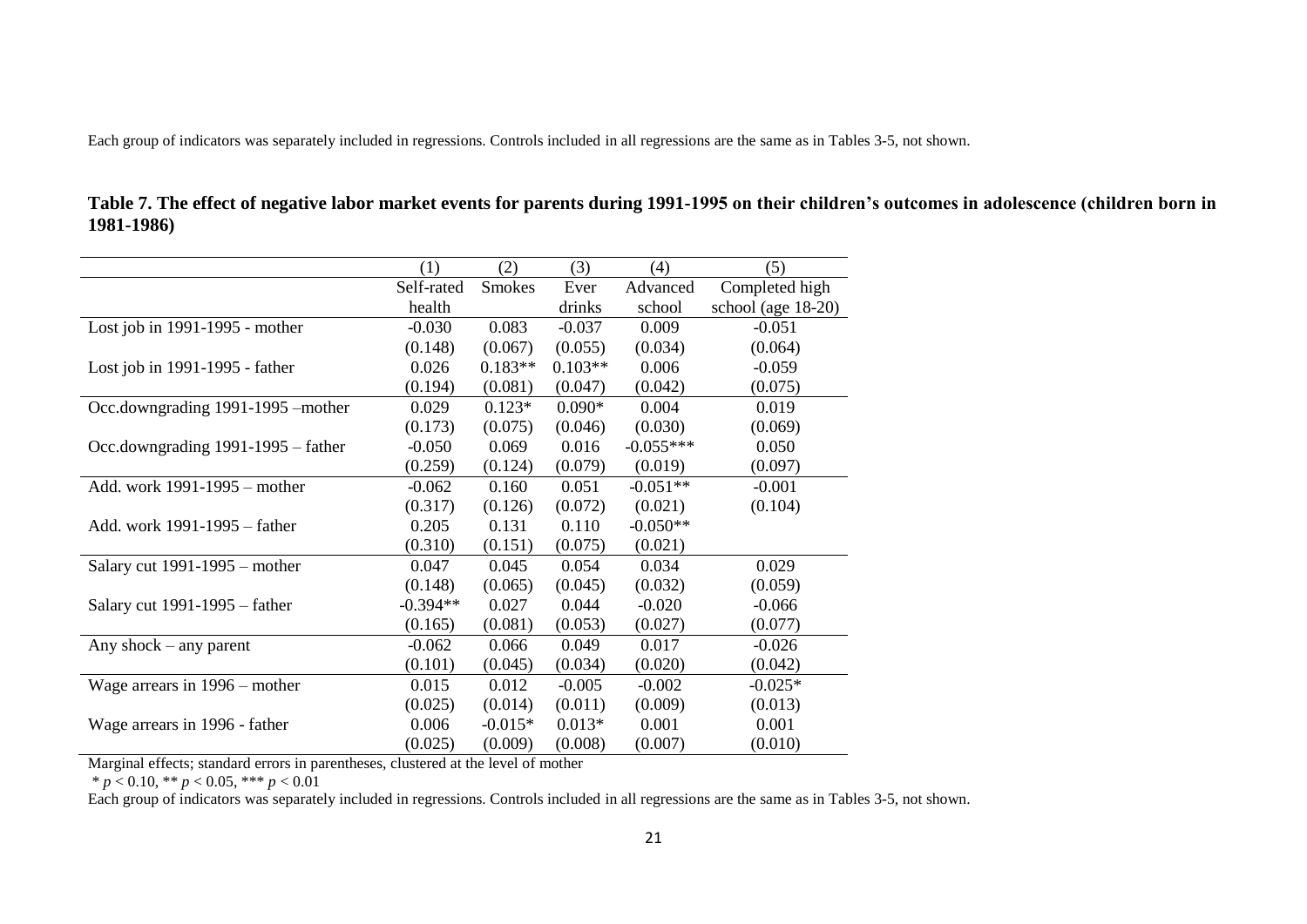Each group of indicators was separately included in regressions. Controls included in all regressions are the same as in Tables 3-5, not shown.

**Table 7. The effect of negative labor market events for parents during 1991-1995 on their children's outcomes in adolescence (children born in 1981-1986)**

| | (1) | (2) | (3) | (4) | (5) |
|---|---|---|---|---|---|
| | Self-rated health | Smokes | Ever drinks | Advanced school | Completed high school (age 18-20) |
| Lost job in 1991-1995 - mother | -0.030 | 0.083 | -0.037 | 0.009 | -0.051 |
| | (0.148) | (0.067) | (0.055) | (0.034) | (0.064) |
| Lost job in 1991-1995 - father | 0.026 | 0.183** | 0.103** | 0.006 | -0.059 |
| | (0.194) | (0.081) | (0.047) | (0.042) | (0.075) |
| Occ.downgrading 1991-1995 –mother | 0.029 | 0.123* | 0.090* | 0.004 | 0.019 |
| | (0.173) | (0.075) | (0.046) | (0.030) | (0.069) |
| Occ.downgrading 1991-1995 – father | -0.050 | 0.069 | 0.016 | -0.055*** | 0.050 |
| | (0.259) | (0.124) | (0.079) | (0.019) | (0.097) |
| Add. work 1991-1995 – mother | -0.062 | 0.160 | 0.051 | -0.051** | -0.001 |
| | (0.317) | (0.126) | (0.072) | (0.021) | (0.104) |
| Add. work 1991-1995 – father | 0.205 | 0.131 | 0.110 | -0.050** | |
| | (0.310) | (0.151) | (0.075) | (0.021) | |
| Salary cut 1991-1995 – mother | 0.047 | 0.045 | 0.054 | 0.034 | 0.029 |
| | (0.148) | (0.065) | (0.045) | (0.032) | (0.059) |
| Salary cut 1991-1995 – father | -0.394** | 0.027 | 0.044 | -0.020 | -0.066 |
| | (0.165) | (0.081) | (0.053) | (0.027) | (0.077) |
| Any shock – any parent | -0.062 | 0.066 | 0.049 | 0.017 | -0.026 |
| | (0.101) | (0.045) | (0.034) | (0.020) | (0.042) |
| Wage arrears in 1996 – mother | 0.015 | 0.012 | -0.005 | -0.002 | -0.025* |
| | (0.025) | (0.014) | (0.011) | (0.009) | (0.013) |
| Wage arrears in 1996 - father | 0.006 | -0.015* | 0.013* | 0.001 | 0.001 |
| | (0.025) | (0.009) | (0.008) | (0.007) | (0.010) |

Marginal effects; standard errors in parentheses, clustered at the level of mother

* $p < 0.10$, ** $p < 0.05$, *** $p < 0.01$

Each group of indicators was separately included in regressions. Controls included in all regressions are the same as in Tables 3-5, not shown.